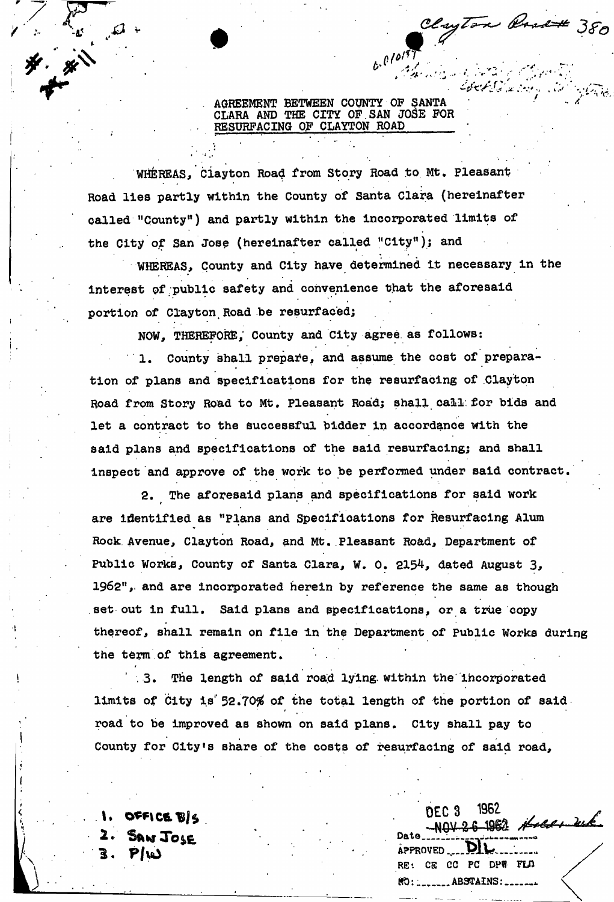Clayton Road # 380

AGREEMENT BETWEEN COUNTY OF SANTA CLARA AND THE CITY OF SAN JOSE FOR RESURFACING OF CLAYTON ROAD

WHEREAS, Clayton Road from Story Road to Mt. Pleasant Road lies partly within the County of Santa Clara (hereinafter called "County") and partly within the incorporated limits of the City of San Jose (hereinafter called "City"); and

WHEREAS, County and City have determined it necessary in the interest of public safety and convenience that the aforesaid portion of Clayton Road be resurfaced;

NOW, THEREFORE, County and City agree as follows:

1. County shall prepare, and assume the cost of preparation of plans and specifications for the resurfacing of Clayton Road from Story Road to Mt. Pleasant Road; shall call for bids and let a contract to the successful bidder in accordance with the said plans and specifications of the said resurfacing; and shall inspect and approve of the work to be performed under said contract.

2. The aforesaid plans and specifications for said work are identified as "Plans and Specifications for Resurfacing Alum Rock Avenue, Clayton Road, and Mt. Pleasant Road, Department of Public Works, County of Santa Clara, W. O. 2154, dated August 3, 1962", and are incorporated herein by reference the same as though set out in full. Said plans and specifications, or a true copy thereof, shall remain on file in the Department of Public Works during the term of this agreement.

3. The length of said road lying within the incorporated limits of City is 52.70% of the total length of the portion of said road to be improved as shown on said plans. City shall pay to County for City's share of the costs of resurfacing of said road,

1. OFFICE B/S
2. SAN JOSE
3. P/W

DEC 3 1962
Date ~~NOV 26 1962~~
APPROVED DIL
RE: CE CC PC DPW FLD
NO: ______ ABSTAINS: ______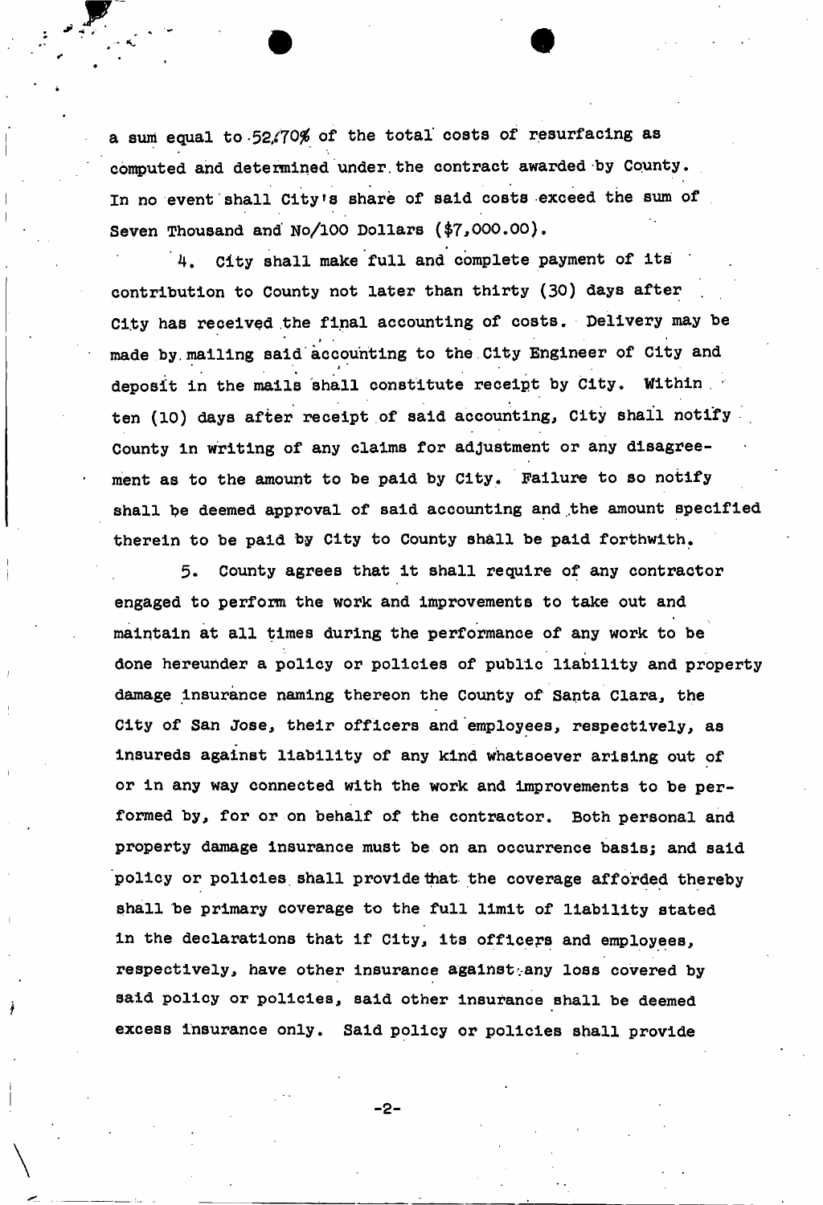a sum equal to 52.70% of the total costs of resurfacing as computed and determined under the contract awarded by County. In no event shall City's share of said costs exceed the sum of Seven Thousand and No/100 Dollars ($7,000.00).

4. City shall make full and complete payment of its contribution to County not later than thirty (30) days after City has received the final accounting of costs. Delivery may be made by mailing said accounting to the City Engineer of City and deposit in the mails shall constitute receipt by City. Within ten (10) days after receipt of said accounting, City shall notify County in writing of any claims for adjustment or any disagreement as to the amount to be paid by City. Failure to so notify shall be deemed approval of said accounting and the amount specified therein to be paid by City to County shall be paid forthwith.

5. County agrees that it shall require of any contractor engaged to perform the work and improvements to take out and maintain at all times during the performance of any work to be done hereunder a policy or policies of public liability and property damage insurance naming thereon the County of Santa Clara, the City of San Jose, their officers and employees, respectively, as insureds against liability of any kind whatsoever arising out of or in any way connected with the work and improvements to be performed by, for or on behalf of the contractor. Both personal and property damage insurance must be on an occurrence basis; and said policy or policies shall provide that the coverage afforded thereby shall be primary coverage to the full limit of liability stated in the declarations that if City, its officers and employees, respectively, have other insurance against any loss covered by said policy or policies, said other insurance shall be deemed excess insurance only. Said policy or policies shall provide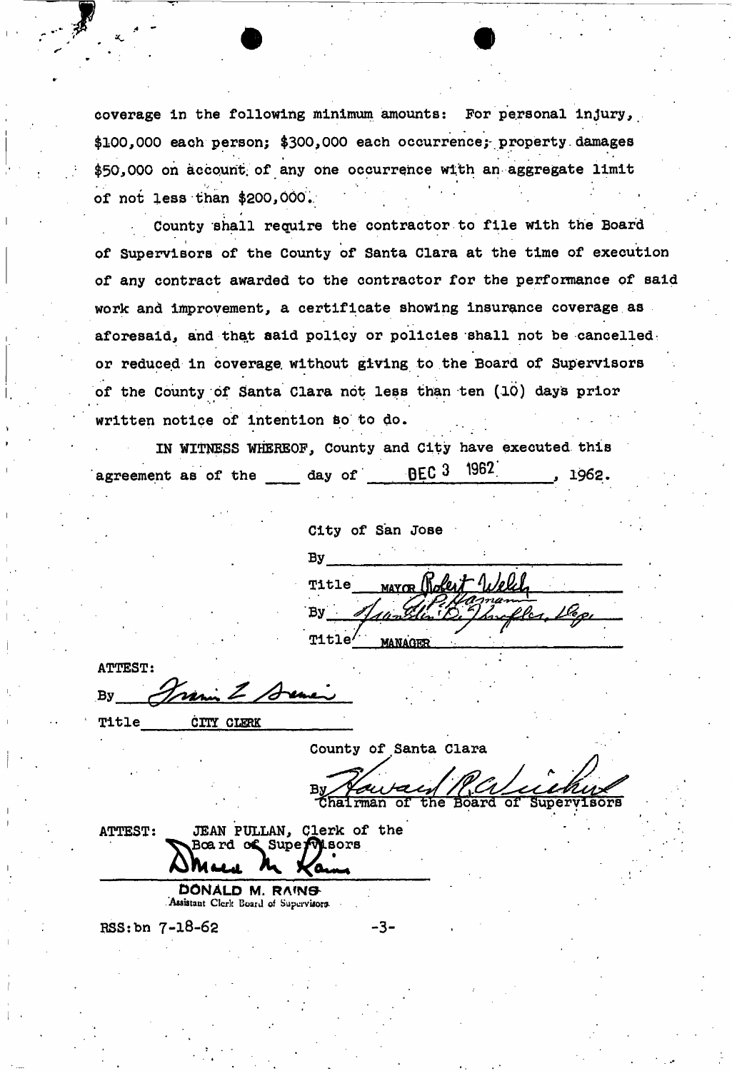coverage in the following minimum amounts: For personal injury, $100,000 each person; $300,000 each occurrence; property damages $50,000 on account of any one occurrence with an aggregate limit of not less than $200,000.

County shall require the contractor to file with the Board of Supervisors of the County of Santa Clara at the time of execution of any contract awarded to the contractor for the performance of said work and improvement, a certificate showing insurance coverage as aforesaid, and that said policy or policies shall not be cancelled or reduced in coverage without giving to the Board of Supervisors of the County of Santa Clara not less than ten (10) days prior written notice of intention so to do.

IN WITNESS WHEREOF, County and City have executed this agreement as of the ____ day of DEC 3 1962, 1962.

City of San Jose

By ____________________

Title MAYOR Robert Welch

By A. P. Hamann / Franklin D. Shoefler, Dep.

Title MANAGER

ATTEST:

By Francis L. Seeman

Title CITY CLERK

County of Santa Clara

By Howard P. Campen
Chairman of the Board of Supervisors

ATTEST: JEAN PULLAN, Clerk of the Board of Supervisors

Donald M. Rains

DONALD M. RAINS
Assistant Clerk Board of Supervisors

RSS:bn 7-18-62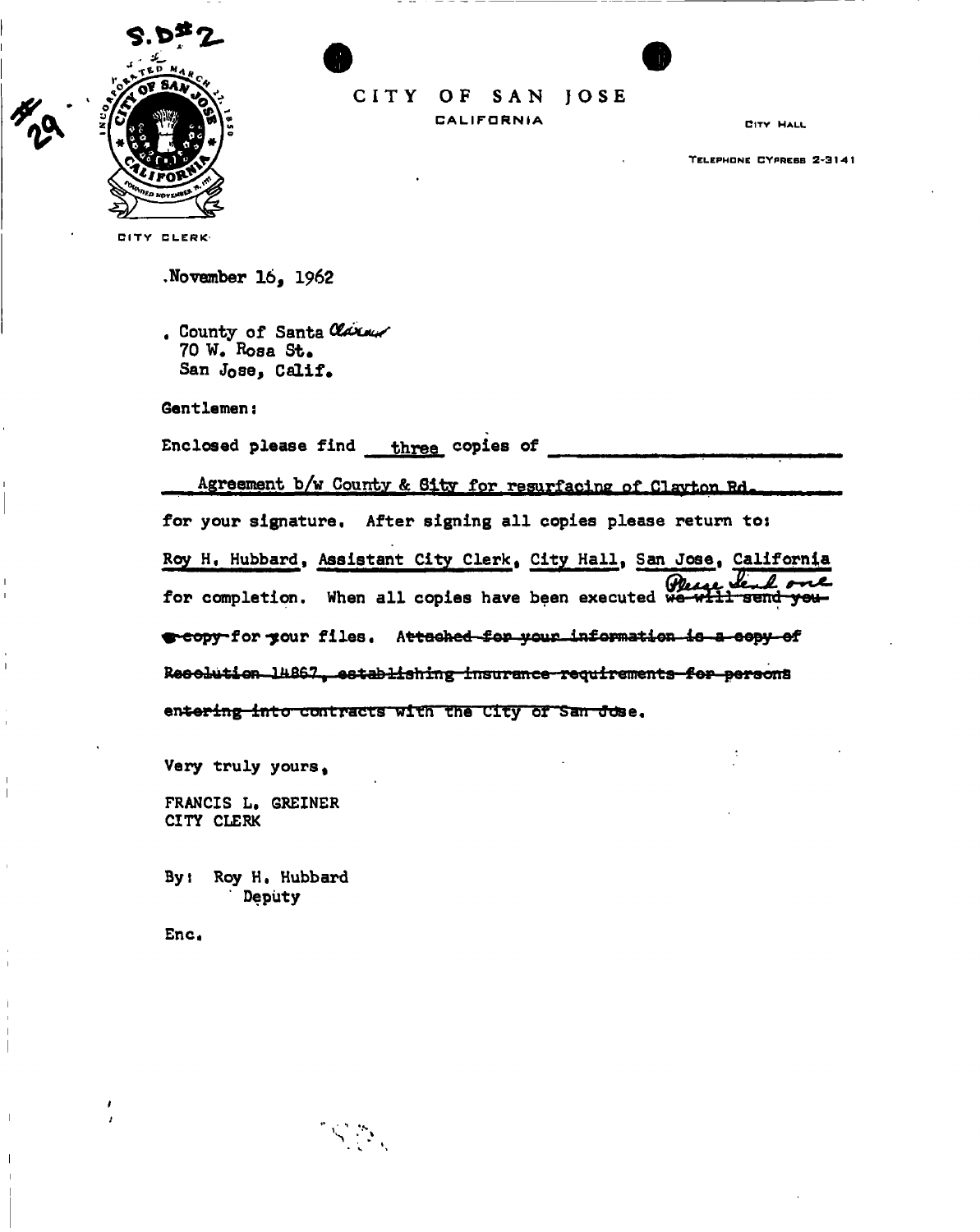S.D#2

#29

# CITY OF SAN JOSE

CALIFORNIA

CITY HALL

TELEPHONE CYPRESS 2-3141

CITY CLERK

November 16, 1962

County of Santa Clara
70 W. Rosa St.
San Jose, Calif.

Gentlemen:

Enclosed please find three copies of

Agreement b/w County & City for resurfacing of Clayton Rd.

for your signature. After signing all copies please return to:

Roy H. Hubbard, Assistant City Clerk, City Hall, San Jose, California

for completion. When all copies have been executed ~~we will send you a copy~~ Please send one for your files. ~~Attached for your information is a copy of Resolution 14867, establishing insurance requirements for persons entering into contracts with the City of San Jose.~~

Very truly yours,

FRANCIS L. GREINER
CITY CLERK

By: Roy H. Hubbard
Deputy

Enc.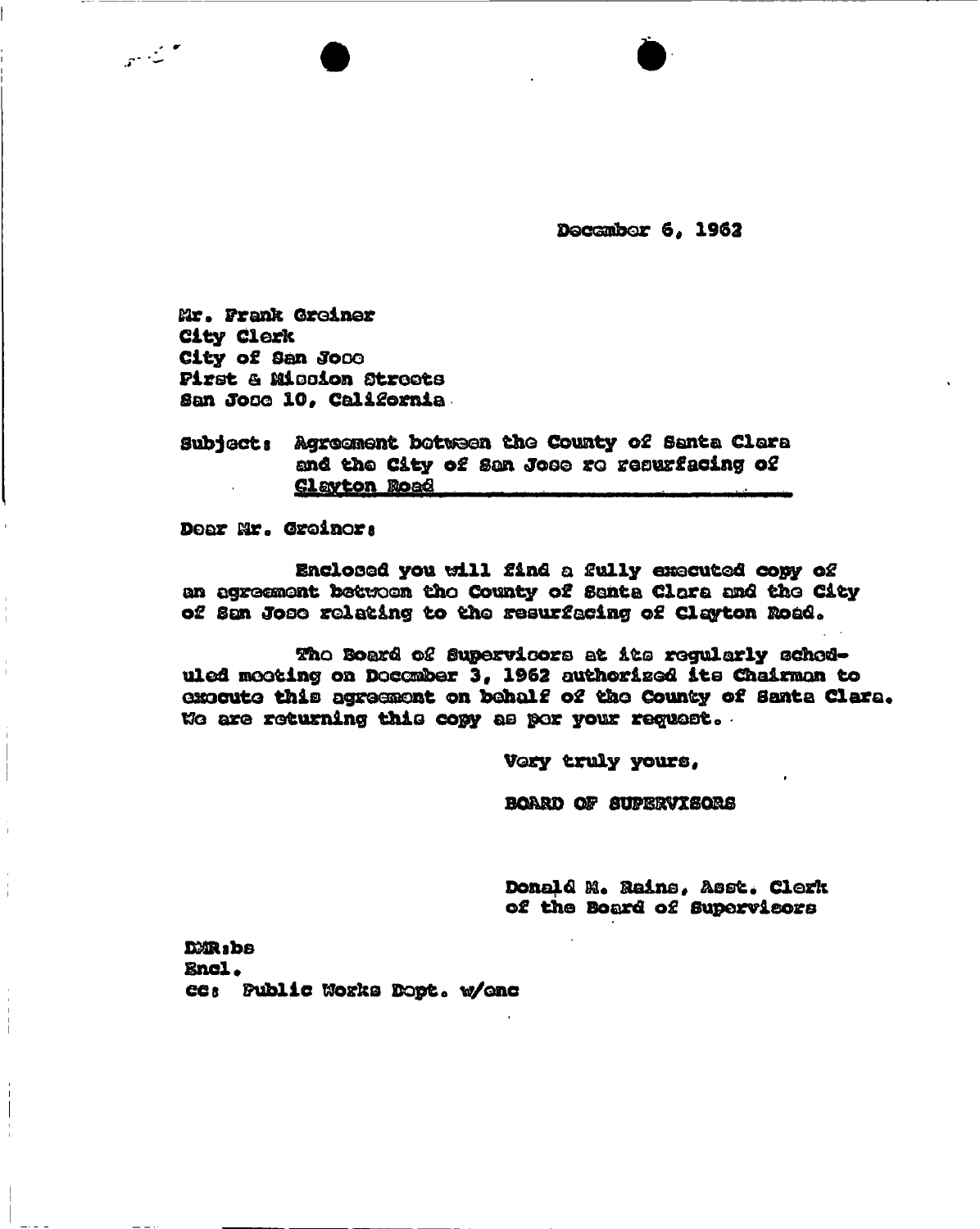December 6, 1962

Mr. Frank Greiner
City Clerk
City of San Jose
First & Mission Streets
San Jose 10, California

Subject: Agreement between the County of Santa Clara and the City of San Jose re resurfacing of Clayton Road

Dear Mr. Greiner:

Enclosed you will find a fully executed copy of an agreement between the County of Santa Clara and the City of San Jose relating to the resurfacing of Clayton Road.

The Board of Supervisors at its regularly scheduled meeting on December 3, 1962 authorized its Chairman to execute this agreement on behalf of the County of Santa Clara. We are returning this copy as per your request.

Very truly yours,

BOARD OF SUPERVISORS

Donald M. Rains, Asst. Clerk
of the Board of Supervisors

DMR:bs
Encl.
cc: Public Works Dept. w/enc